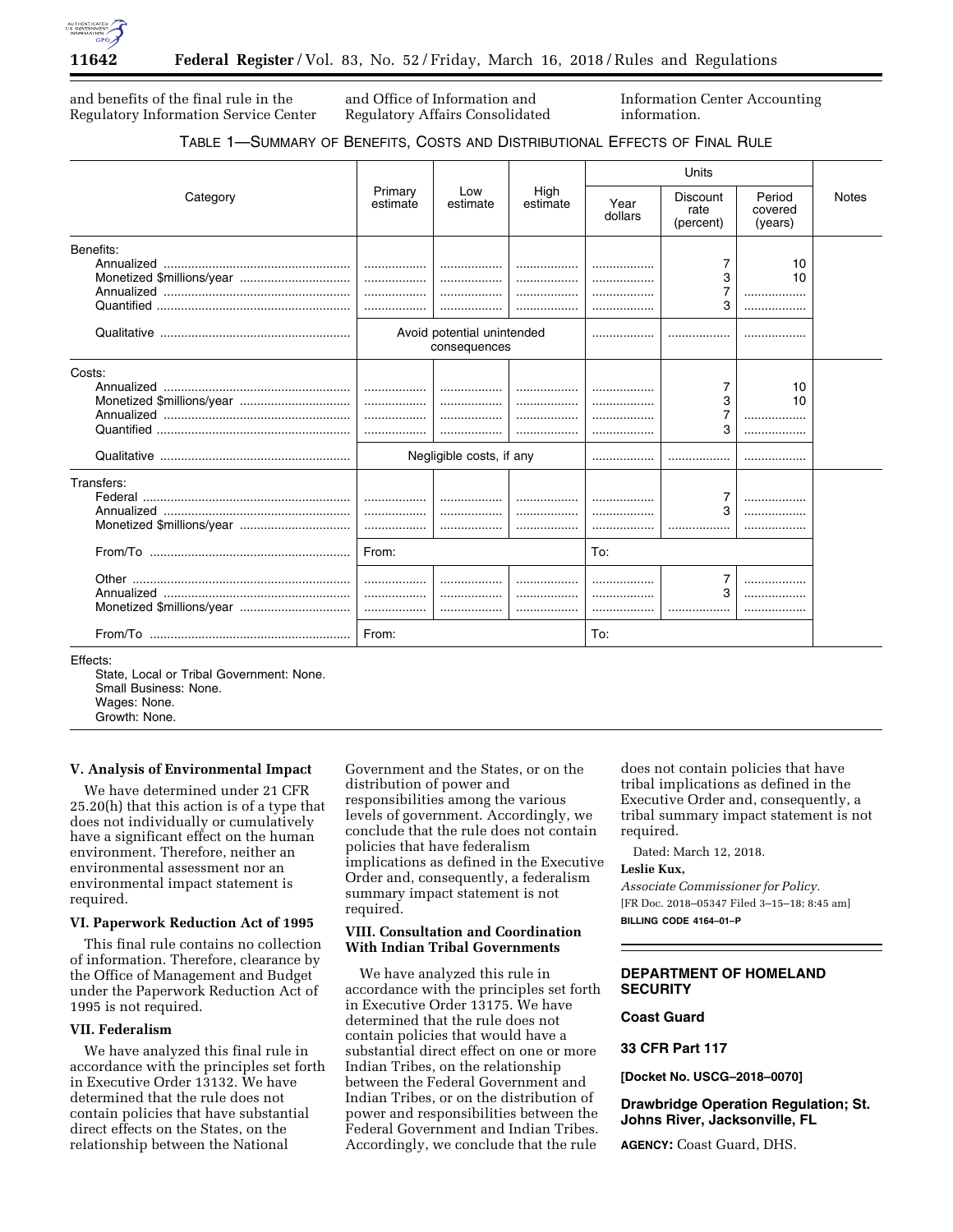and benefits of the final rule in the Regulatory Information Service Center and Office of Information and Regulatory Affairs Consolidated Information Center Accounting information.

TABLE 1—SUMMARY OF BENEFITS, COSTS AND DISTRIBUTIONAL EFFECTS OF FINAL RULE

| Category | Primary estimate | Low estimate | High estimate | Units | | | Notes |
|---|---|---|---|---|---|---|---|
| | | | | Year dollars | Discount rate (percent) | Period covered (years) | |
| Benefits: | | | | | | | |
| Annualized | .................. | .................. | .................. | .................. | 7 | 10 | |
| Monetized $millions/year | .................. | .................. | .................. | .................. | 3 | 10 | |
| Annualized | .................. | .................. | .................. | .................. | 7 | .................. | |
| Quantified | .................. | .................. | .................. | .................. | 3 | .................. | |
| Qualitative | Avoid potential unintended consequences | | | .................. | .................. | .................. | |
| Costs: | | | | | | | |
| Annualized | .................. | .................. | .................. | .................. | 7 | 10 | |
| Monetized $millions/year | .................. | .................. | .................. | .................. | 3 | 10 | |
| Annualized | .................. | .................. | .................. | .................. | 7 | .................. | |
| Quantified | .................. | .................. | .................. | .................. | 3 | .................. | |
| Qualitative | Negligible costs, if any | | | .................. | .................. | .................. | |
| Transfers: | | | | | | | |
| Federal | .................. | .................. | .................. | .................. | 7 | .................. | |
| Annualized | .................. | .................. | .................. | .................. | 3 | .................. | |
| Monetized $millions/year | .................. | .................. | .................. | .................. | .................. | .................. | |
| From/To | From: | | | To: | | | |
| Other | .................. | .................. | .................. | .................. | 7 | .................. | |
| Annualized | .................. | .................. | .................. | .................. | 3 | .................. | |
| Monetized $millions/year | .................. | .................. | .................. | .................. | .................. | .................. | |
| From/To | From: | | | To: | | | |

Effects:
State, Local or Tribal Government: None.
Small Business: None.
Wages: None.
Growth: None.

### V. Analysis of Environmental Impact

We have determined under 21 CFR 25.20(h) that this action is of a type that does not individually or cumulatively have a significant effect on the human environment. Therefore, neither an environmental assessment nor an environmental impact statement is required.

### VI. Paperwork Reduction Act of 1995

This final rule contains no collection of information. Therefore, clearance by the Office of Management and Budget under the Paperwork Reduction Act of 1995 is not required.

### VII. Federalism

We have analyzed this final rule in accordance with the principles set forth in Executive Order 13132. We have determined that the rule does not contain policies that have substantial direct effects on the States, on the relationship between the National Government and the States, or on the distribution of power and responsibilities among the various levels of government. Accordingly, we conclude that the rule does not contain policies that have federalism implications as defined in the Executive Order and, consequently, a federalism summary impact statement is not required.

### VIII. Consultation and Coordination With Indian Tribal Governments

We have analyzed this rule in accordance with the principles set forth in Executive Order 13175. We have determined that the rule does not contain policies that would have a substantial direct effect on one or more Indian Tribes, on the relationship between the Federal Government and Indian Tribes, or on the distribution of power and responsibilities between the Federal Government and Indian Tribes. Accordingly, we conclude that the rule does not contain policies that have tribal implications as defined in the Executive Order and, consequently, a tribal summary impact statement is not required.

Dated: March 12, 2018.

**Leslie Kux,**

*Associate Commissioner for Policy.*

[FR Doc. 2018–05347 Filed 3–15–18; 8:45 am]

**BILLING CODE 4164–01–P**

---

## DEPARTMENT OF HOMELAND SECURITY

### Coast Guard

### 33 CFR Part 117

**[Docket No. USCG–2018–0070]**

### Drawbridge Operation Regulation; St. Johns River, Jacksonville, FL

**AGENCY:** Coast Guard, DHS.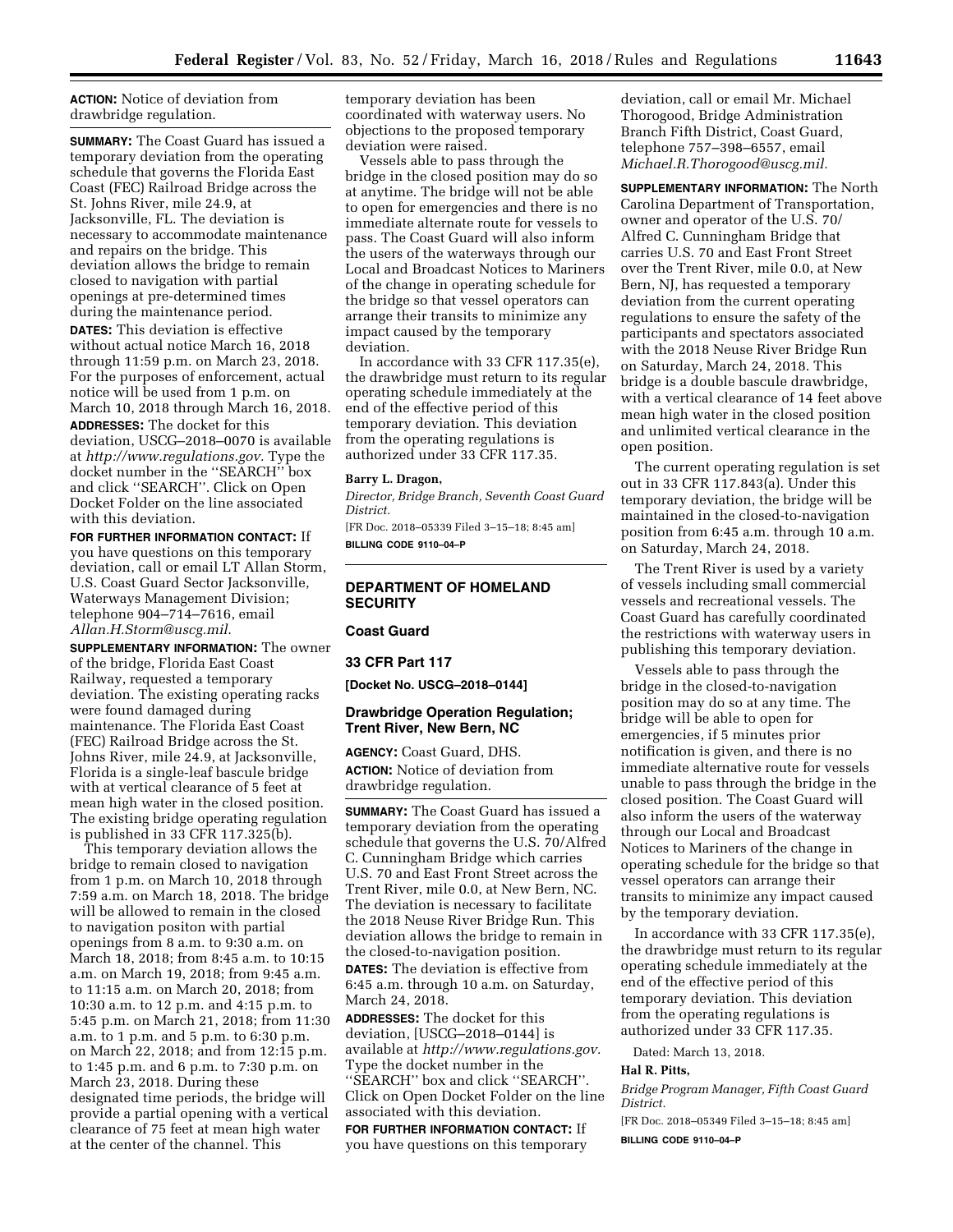**ACTION:** Notice of deviation from drawbridge regulation.

**SUMMARY:** The Coast Guard has issued a temporary deviation from the operating schedule that governs the Florida East Coast (FEC) Railroad Bridge across the St. Johns River, mile 24.9, at Jacksonville, FL. The deviation is necessary to accommodate maintenance and repairs on the bridge. This deviation allows the bridge to remain closed to navigation with partial openings at pre-determined times during the maintenance period.

**DATES:** This deviation is effective without actual notice March 16, 2018 through 11:59 p.m. on March 23, 2018. For the purposes of enforcement, actual notice will be used from 1 p.m. on March 10, 2018 through March 16, 2018.

**ADDRESSES:** The docket for this deviation, USCG–2018–0070 is available at *http://www.regulations.gov.* Type the docket number in the ''SEARCH'' box and click ''SEARCH''. Click on Open Docket Folder on the line associated with this deviation.

**FOR FURTHER INFORMATION CONTACT:** If you have questions on this temporary deviation, call or email LT Allan Storm, U.S. Coast Guard Sector Jacksonville, Waterways Management Division; telephone 904–714–7616, email *Allan.H.Storm@uscg.mil.*

**SUPPLEMENTARY INFORMATION:** The owner of the bridge, Florida East Coast Railway, requested a temporary deviation. The existing operating racks were found damaged during maintenance. The Florida East Coast (FEC) Railroad Bridge across the St. Johns River, mile 24.9, at Jacksonville, Florida is a single-leaf bascule bridge with at vertical clearance of 5 feet at mean high water in the closed position. The existing bridge operating regulation is published in 33 CFR 117.325(b).

This temporary deviation allows the bridge to remain closed to navigation from 1 p.m. on March 10, 2018 through 7:59 a.m. on March 18, 2018. The bridge will be allowed to remain in the closed to navigation positon with partial openings from 8 a.m. to 9:30 a.m. on March 18, 2018; from 8:45 a.m. to 10:15 a.m. on March 19, 2018; from 9:45 a.m. to 11:15 a.m. on March 20, 2018; from 10:30 a.m. to 12 p.m. and 4:15 p.m. to 5:45 p.m. on March 21, 2018; from 11:30 a.m. to 1 p.m. and 5 p.m. to 6:30 p.m. on March 22, 2018; and from 12:15 p.m. to 1:45 p.m. and 6 p.m. to 7:30 p.m. on March 23, 2018. During these designated time periods, the bridge will provide a partial opening with a vertical clearance of 75 feet at mean high water at the center of the channel. This temporary deviation has been coordinated with waterway users. No objections to the proposed temporary deviation were raised.

Vessels able to pass through the bridge in the closed position may do so at anytime. The bridge will not be able to open for emergencies and there is no immediate alternate route for vessels to pass. The Coast Guard will also inform the users of the waterways through our Local and Broadcast Notices to Mariners of the change in operating schedule for the bridge so that vessel operators can arrange their transits to minimize any impact caused by the temporary deviation.

In accordance with 33 CFR 117.35(e), the drawbridge must return to its regular operating schedule immediately at the end of the effective period of this temporary deviation. This deviation from the operating regulations is authorized under 33 CFR 117.35.

**Barry L. Dragon,**

*Director, Bridge Branch, Seventh Coast Guard District.*

[FR Doc. 2018–05339 Filed 3–15–18; 8:45 am]

**BILLING CODE 9110–04–P**

---

## DEPARTMENT OF HOMELAND SECURITY

### Coast Guard

### 33 CFR Part 117

**[Docket No. USCG–2018–0144]**

### Drawbridge Operation Regulation; Trent River, New Bern, NC

**AGENCY:** Coast Guard, DHS.

**ACTION:** Notice of deviation from drawbridge regulation.

**SUMMARY:** The Coast Guard has issued a temporary deviation from the operating schedule that governs the U.S. 70/Alfred C. Cunningham Bridge which carries U.S. 70 and East Front Street across the Trent River, mile 0.0, at New Bern, NC. The deviation is necessary to facilitate the 2018 Neuse River Bridge Run. This deviation allows the bridge to remain in the closed-to-navigation position.

**DATES:** The deviation is effective from 6:45 a.m. through 10 a.m. on Saturday, March 24, 2018.

**ADDRESSES:** The docket for this deviation, [USCG–2018–0144] is available at *http://www.regulations.gov.* Type the docket number in the ''SEARCH'' box and click ''SEARCH''. Click on Open Docket Folder on the line associated with this deviation.

**FOR FURTHER INFORMATION CONTACT:** If you have questions on this temporary deviation, call or email Mr. Michael Thorogood, Bridge Administration Branch Fifth District, Coast Guard, telephone 757–398–6557, email *Michael.R.Thorogood@uscg.mil.*

**SUPPLEMENTARY INFORMATION:** The North Carolina Department of Transportation, owner and operator of the U.S. 70/Alfred C. Cunningham Bridge that carries U.S. 70 and East Front Street over the Trent River, mile 0.0, at New Bern, NJ, has requested a temporary deviation from the current operating regulations to ensure the safety of the participants and spectators associated with the 2018 Neuse River Bridge Run on Saturday, March 24, 2018. This bridge is a double bascule drawbridge, with a vertical clearance of 14 feet above mean high water in the closed position and unlimited vertical clearance in the open position.

The current operating regulation is set out in 33 CFR 117.843(a). Under this temporary deviation, the bridge will be maintained in the closed-to-navigation position from 6:45 a.m. through 10 a.m. on Saturday, March 24, 2018.

The Trent River is used by a variety of vessels including small commercial vessels and recreational vessels. The Coast Guard has carefully coordinated the restrictions with waterway users in publishing this temporary deviation.

Vessels able to pass through the bridge in the closed-to-navigation position may do so at any time. The bridge will be able to open for emergencies, if 5 minutes prior notification is given, and there is no immediate alternative route for vessels unable to pass through the bridge in the closed position. The Coast Guard will also inform the users of the waterway through our Local and Broadcast Notices to Mariners of the change in operating schedule for the bridge so that vessel operators can arrange their transits to minimize any impact caused by the temporary deviation.

In accordance with 33 CFR 117.35(e), the drawbridge must return to its regular operating schedule immediately at the end of the effective period of this temporary deviation. This deviation from the operating regulations is authorized under 33 CFR 117.35.

Dated: March 13, 2018.

**Hal R. Pitts,**

*Bridge Program Manager, Fifth Coast Guard District.*

[FR Doc. 2018–05349 Filed 3–15–18; 8:45 am]

**BILLING CODE 9110–04–P**